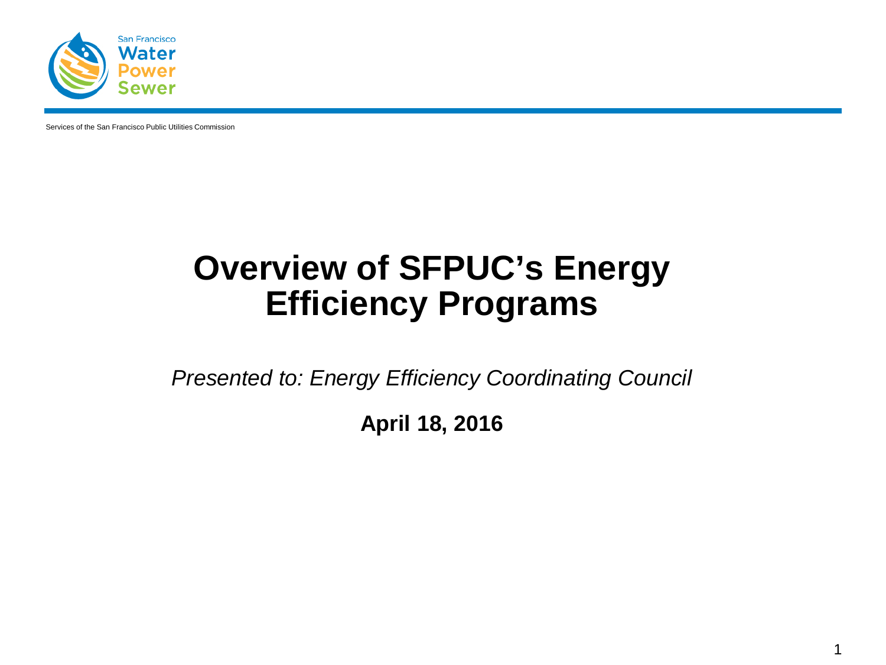San Francisco
Water
Power
Sewer

Services of the San Francisco Public Utilities Commission

# Overview of SFPUC's Energy Efficiency Programs

*Presented to: Energy Efficiency Coordinating Council*

**April 18, 2016**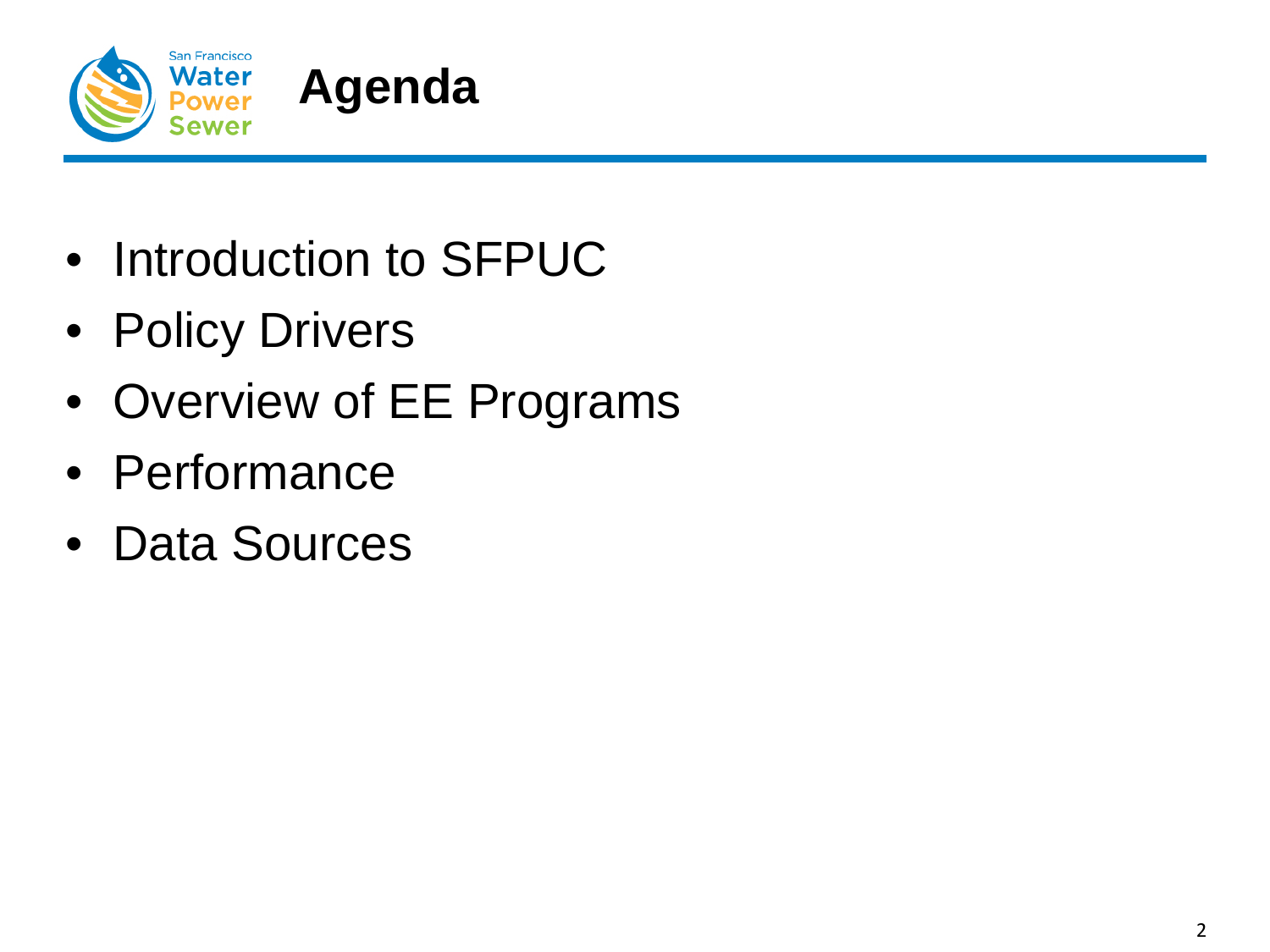# Agenda

- Introduction to SFPUC
- Policy Drivers
- Overview of EE Programs
- Performance
- Data Sources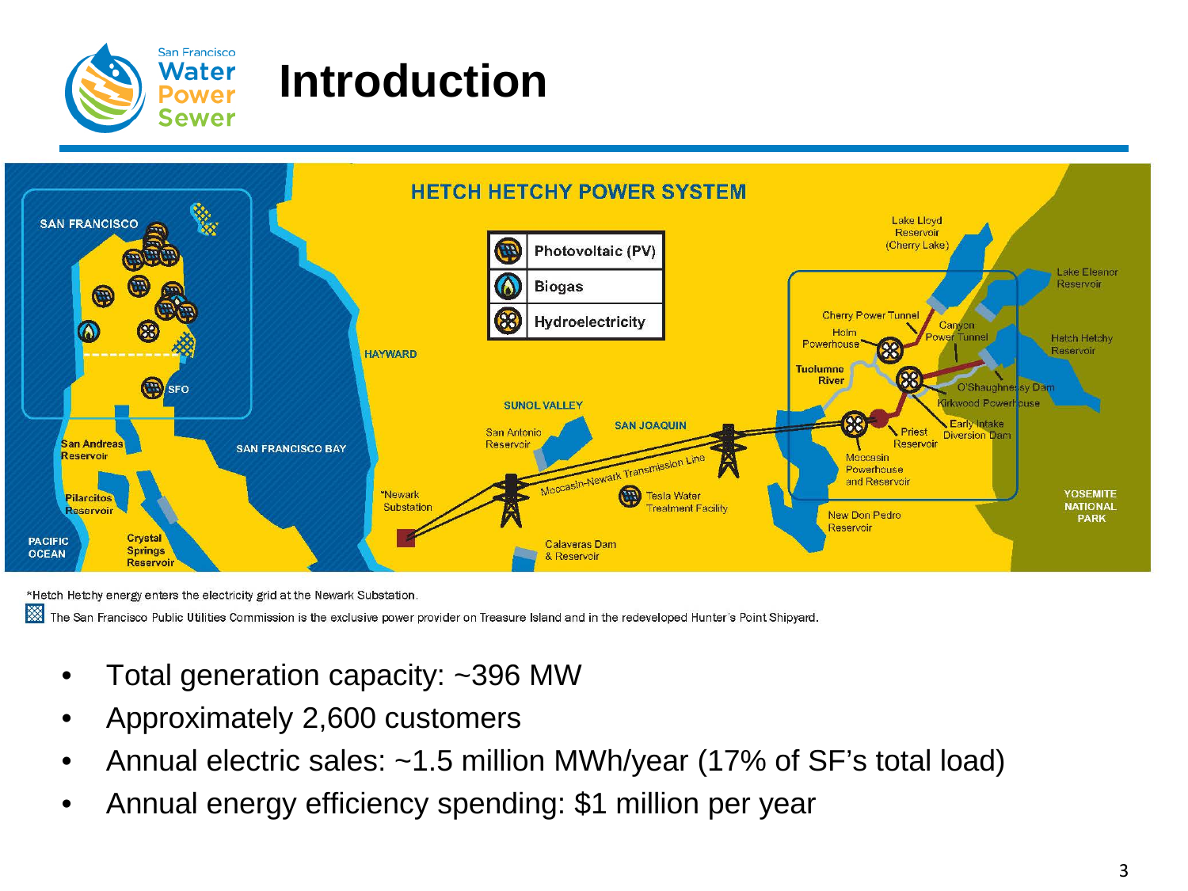# Introduction

## HETCH HETCHY POWER SYSTEM

| | |
|---|---|
| Photovoltaic (PV) | |
| Biogas | |
| Hydroelectricity | |

SAN FRANCISCO · SFO · San Andreas Reservoir · Pilarcitos Reservoir · Crystal Springs Reservoir · PACIFIC OCEAN · SAN FRANCISCO BAY · HAYWARD · SUNOL VALLEY · San Antonio Reservoir · \*Newark Substation · Calaveras Dam & Reservoir · SAN JOAQUIN · Moccasin-Newark Transmission Line · Tesla Water Treatment Facility · Lake Lloyd Reservoir (Cherry Lake) · Lake Eleanor Reservoir · Cherry Power Tunnel · Holm Powerhouse · Canyon Power Tunnel · Hetch Hetchy Reservoir · Tuolumne River · O'Shaughnessy Dam · Kirkwood Powerhouse · Early Intake Diversion Dam · Priest Reservoir · Moccasin Powerhouse and Reservoir · New Don Pedro Reservoir · YOSEMITE NATIONAL PARK

\*Hetch Hetchy energy enters the electricity grid at the Newark Substation.

The San Francisco Public Utilities Commission is the exclusive power provider on Treasure Island and in the redeveloped Hunter's Point Shipyard.

- Total generation capacity: ~396 MW
- Approximately 2,600 customers
- Annual electric sales: ~1.5 million MWh/year (17% of SF's total load)
- Annual energy efficiency spending: $1 million per year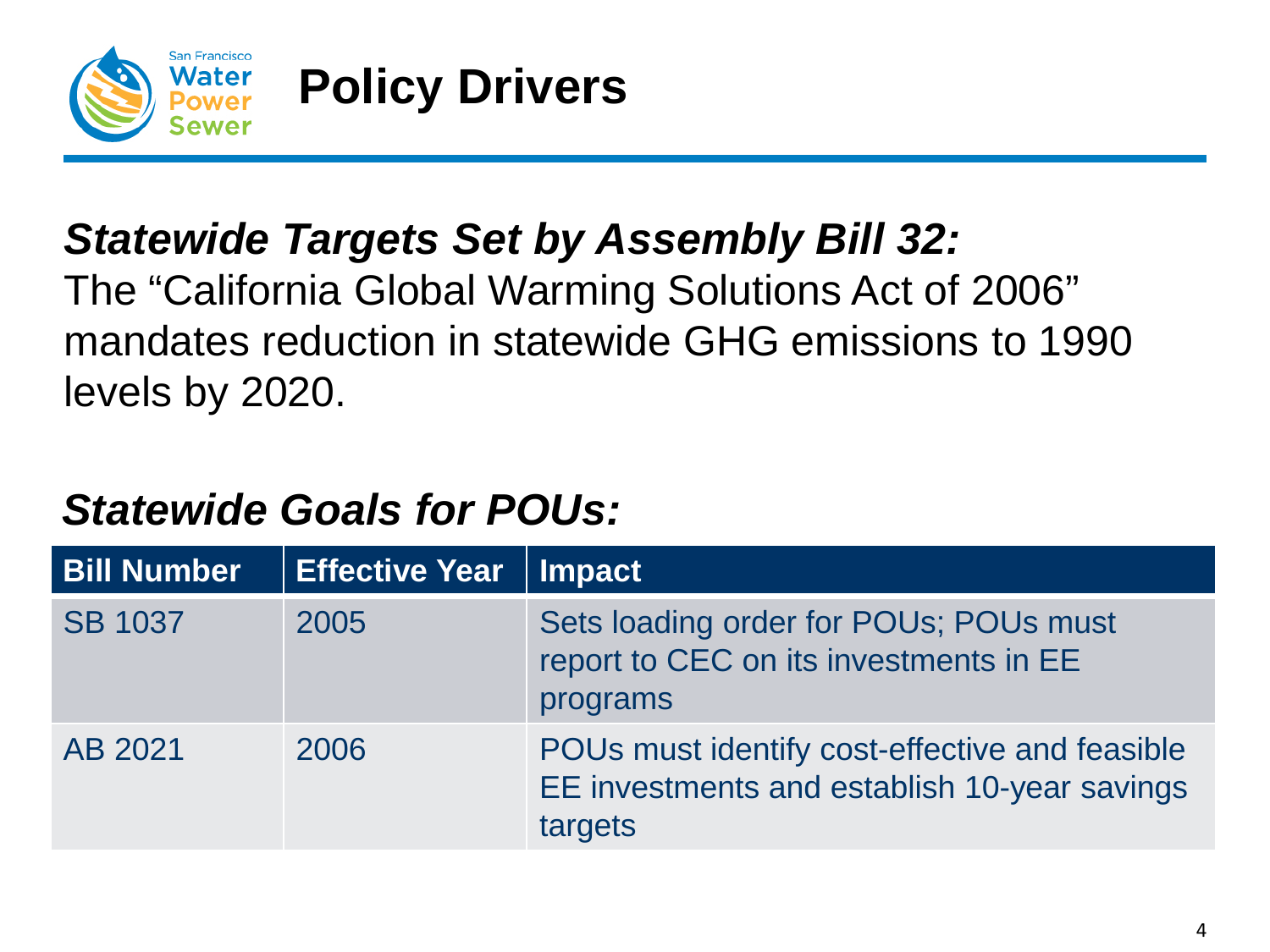# Policy Drivers

***Statewide Targets Set by Assembly Bill 32:***

The “California Global Warming Solutions Act of 2006” mandates reduction in statewide GHG emissions to 1990 levels by 2020.

***Statewide Goals for POUs:***

| Bill Number | Effective Year | Impact |
| --- | --- | --- |
| SB 1037 | 2005 | Sets loading order for POUs; POUs must report to CEC on its investments in EE programs |
| AB 2021 | 2006 | POUs must identify cost-effective and feasible EE investments and establish 10-year savings targets |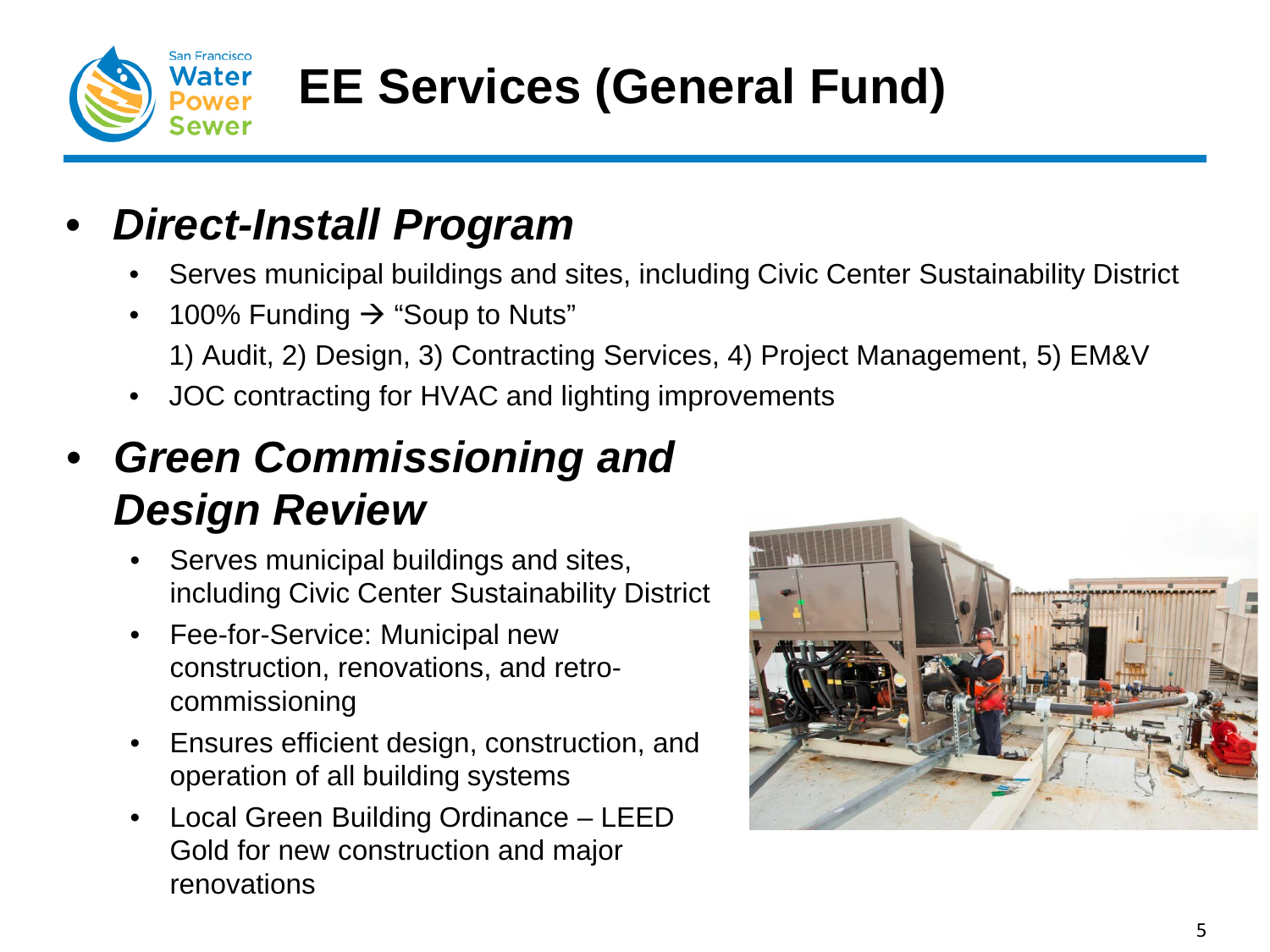# EE Services (General Fund)

- ***Direct-Install Program***
  - Serves municipal buildings and sites, including Civic Center Sustainability District
  - 100% Funding → "Soup to Nuts"

    1) Audit, 2) Design, 3) Contracting Services, 4) Project Management, 5) EM&V
  - JOC contracting for HVAC and lighting improvements

- ***Green Commissioning and Design Review***
  - Serves municipal buildings and sites, including Civic Center Sustainability District
  - Fee-for-Service: Municipal new construction, renovations, and retro-commissioning
  - Ensures efficient design, construction, and operation of all building systems
  - Local Green Building Ordinance – LEED Gold for new construction and major renovations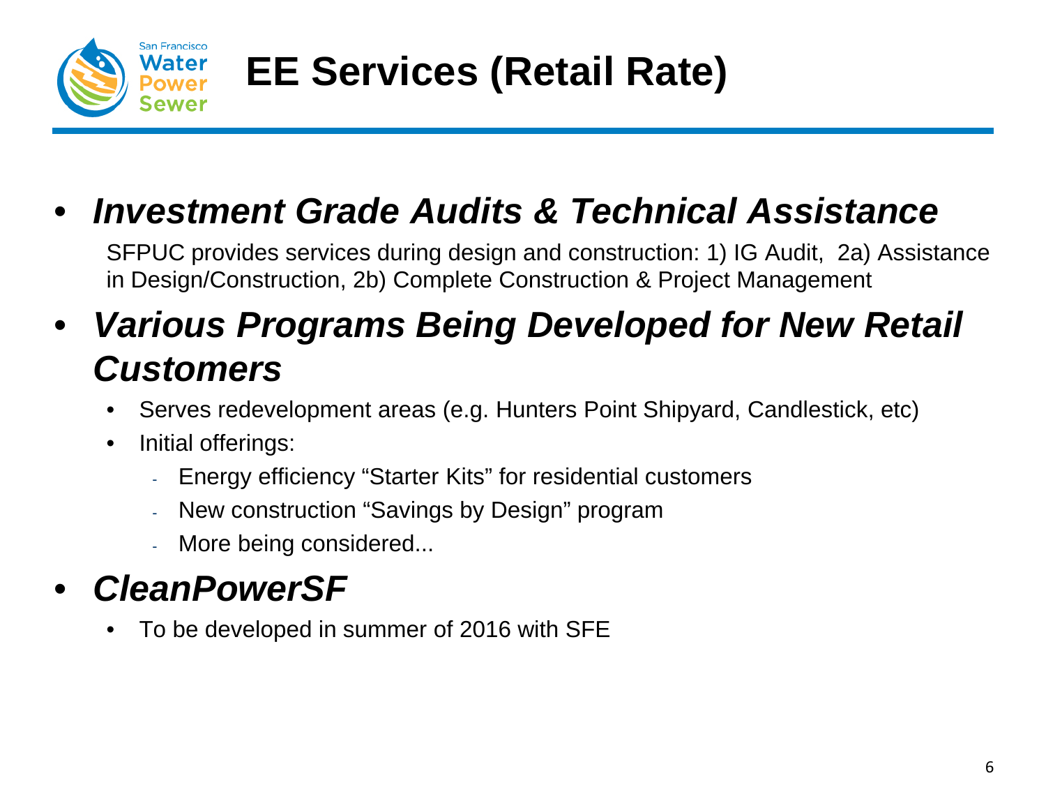# EE Services (Retail Rate)

- ***Investment Grade Audits & Technical Assistance***

  SFPUC provides services during design and construction: 1) IG Audit, 2a) Assistance in Design/Construction, 2b) Complete Construction & Project Management

- ***Various Programs Being Developed for New Retail Customers***
  - Serves redevelopment areas (e.g. Hunters Point Shipyard, Candlestick, etc)
  - Initial offerings:
    - Energy efficiency "Starter Kits" for residential customers
    - New construction "Savings by Design" program
    - More being considered...

- ***CleanPowerSF***
  - To be developed in summer of 2016 with SFE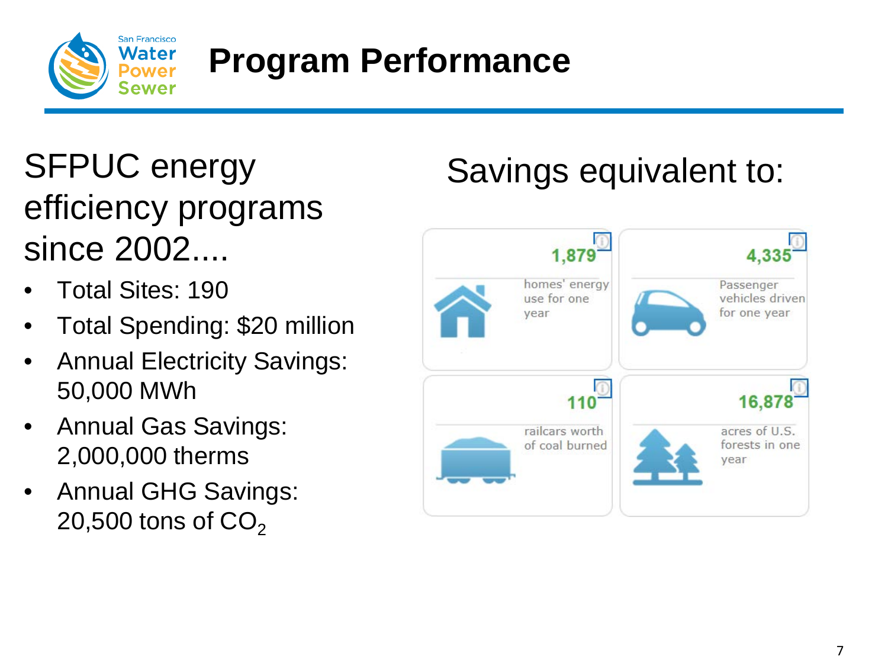# Program Performance

## SFPUC energy efficiency programs since 2002....

- Total Sites: 190
- Total Spending: $20 million
- Annual Electricity Savings: 50,000 MWh
- Annual Gas Savings: 2,000,000 therms
- Annual GHG Savings: 20,500 tons of $CO_2$

## Savings equivalent to:

- **1,879** homes' energy use for one year
- **4,335** Passenger vehicles driven for one year
- **110** railcars worth of coal burned
- **16,878** acres of U.S. forests in one year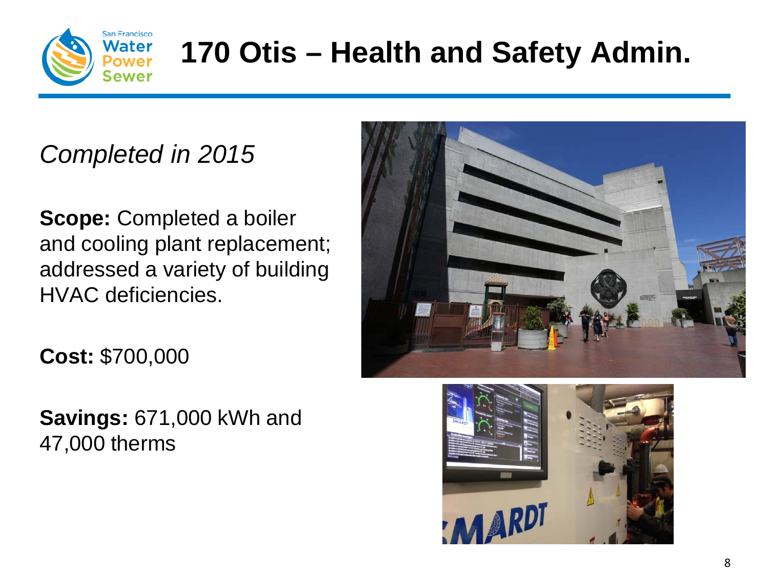# 170 Otis – Health and Safety Admin.

*Completed in 2015*

**Scope:** Completed a boiler and cooling plant replacement; addressed a variety of building HVAC deficiencies.

**Cost:** $700,000

**Savings:** 671,000 kWh and 47,000 therms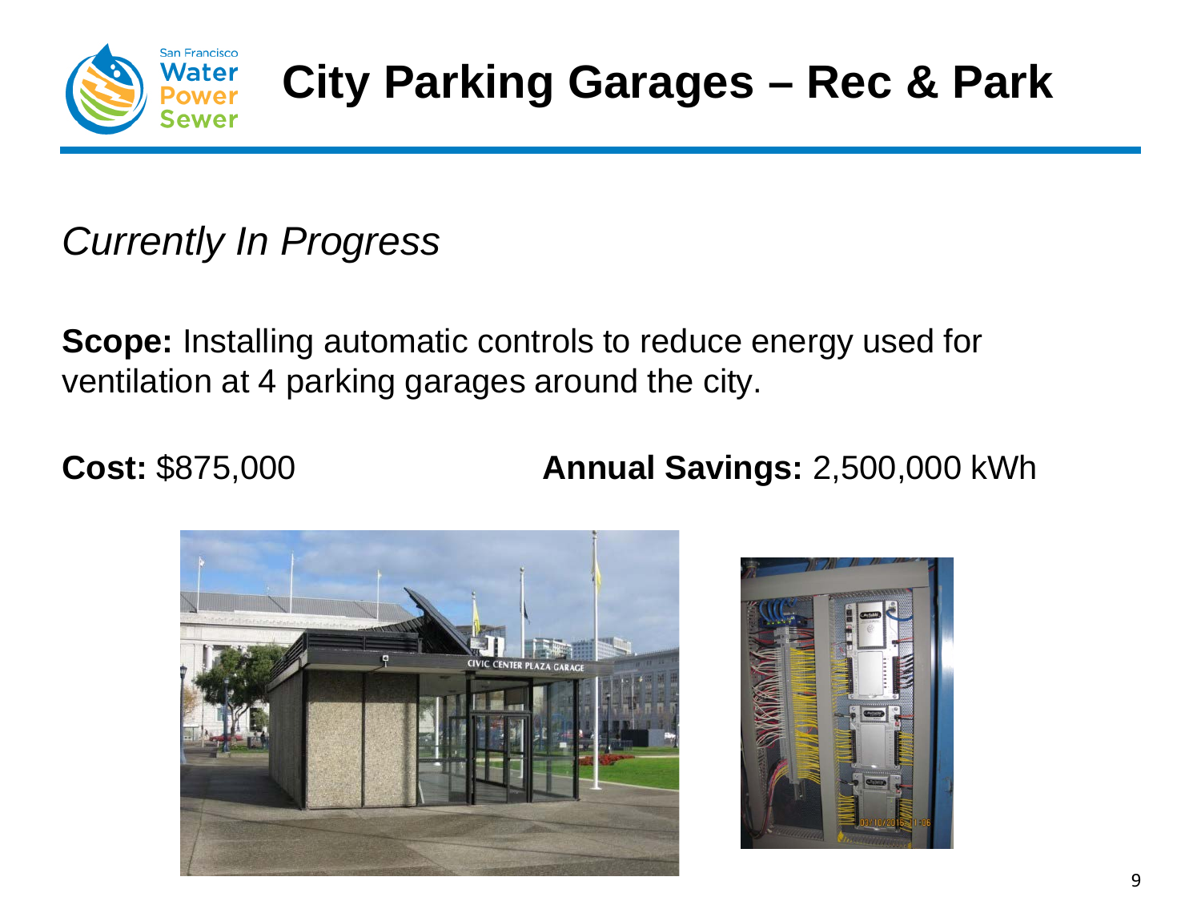# City Parking Garages – Rec & Park

*Currently In Progress*

**Scope:** Installing automatic controls to reduce energy used for ventilation at 4 parking garages around the city.

**Cost:** $875,000

**Annual Savings:** 2,500,000 kWh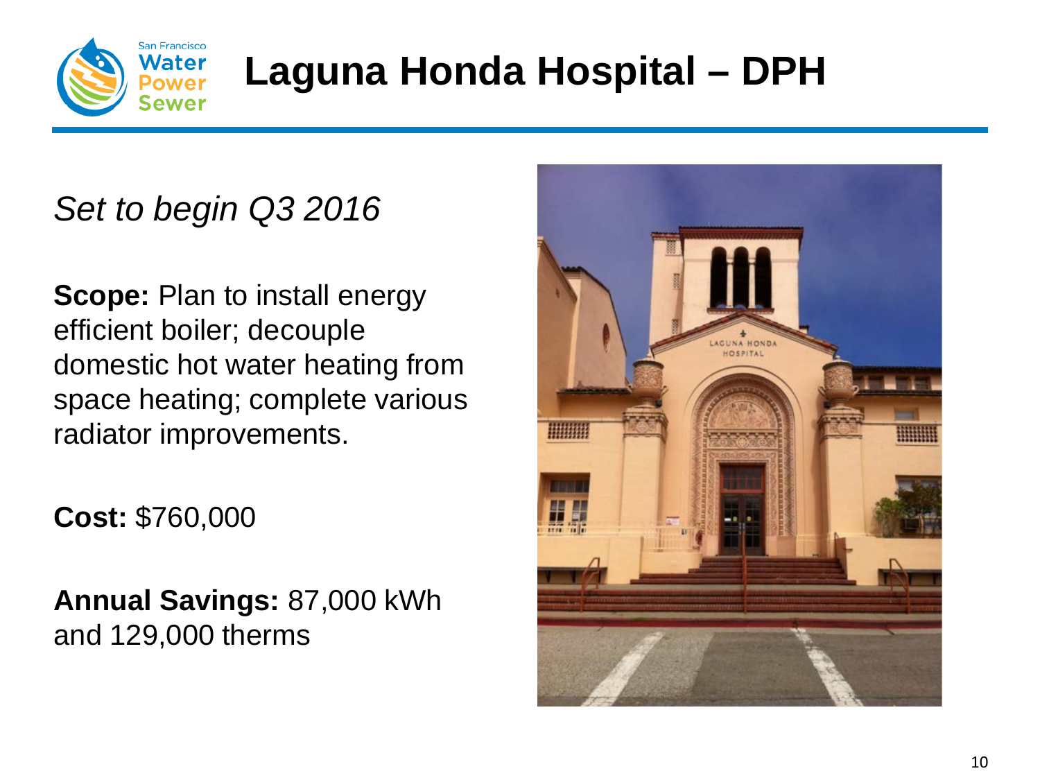# Laguna Honda Hospital – DPH

*Set to begin Q3 2016*

**Scope:** Plan to install energy efficient boiler; decouple domestic hot water heating from space heating; complete various radiator improvements.

**Cost:** $760,000

**Annual Savings:** 87,000 kWh and 129,000 therms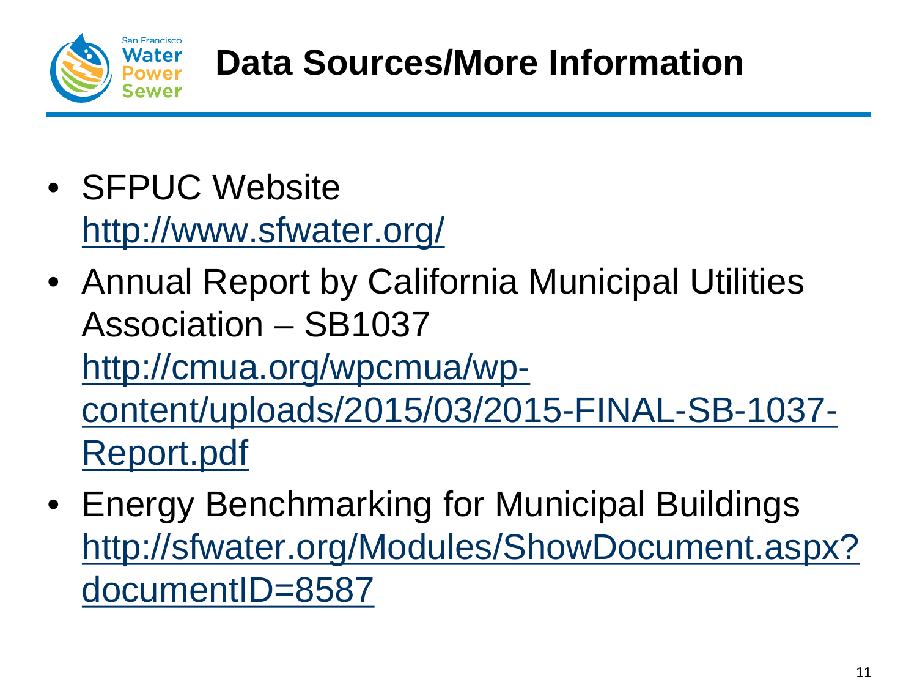# Data Sources/More Information

- SFPUC Website
  http://www.sfwater.org/
- Annual Report by California Municipal Utilities Association – SB1037
  http://cmua.org/wpcmua/wp-content/uploads/2015/03/2015-FINAL-SB-1037-Report.pdf
- Energy Benchmarking for Municipal Buildings
  http://sfwater.org/Modules/ShowDocument.aspx?documentID=8587